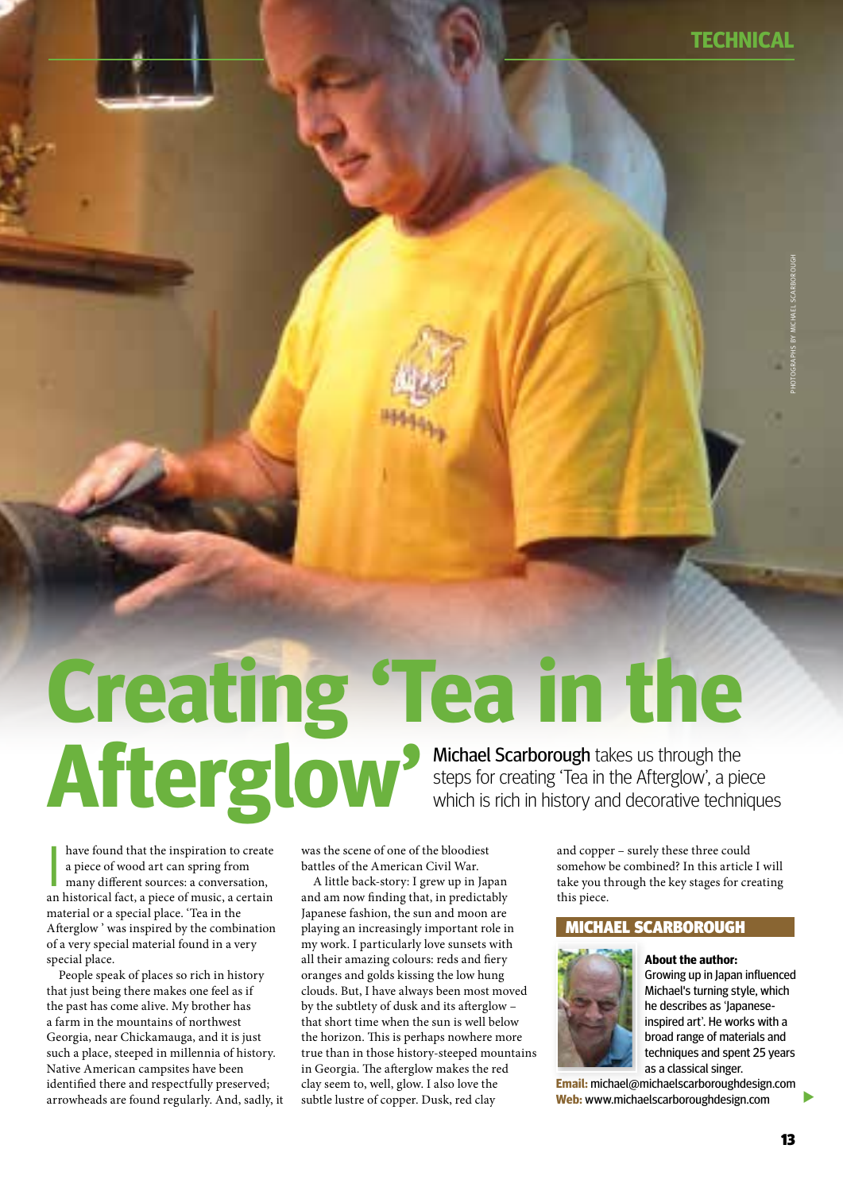# Creating 'Tea in the Afterglow'

**Michael Scarborough** takes us through the steps for creating 'Tea in the Afterglow', a piece which is rich in history and decorative techniques

PHOTOGRAPHS BY MICHAEL SCARBOROUGH

I have found that the inspiration to create a piece of wood art can spring from many different sources: a conversation, an historical fact, a piece of music, a certain material or a special place. 'Tea in the Afterglow' was inspired by the combination of a very special material found in a very special place.

People speak of places so rich in history that just being there makes one feel as if the past has come alive. My brother has a farm in the mountains of northwest Georgia, near Chickamauga, and it is just such a place, steeped in millennia of history. Native American campsites have been identified there and respectfully preserved; arrowheads are found regularly. And, sadly, it was the scene of one of the bloodiest battles of the American Civil War.

A little back-story: I grew up in Japan and am now finding that, in predictably Japanese fashion, the sun and moon are playing an increasingly important role in my work. I particularly love sunsets with all their amazing colours: reds and fiery oranges and golds kissing the low hung clouds. But, I have always been most moved by the subtlety of dusk and its afterglow – that short time when the sun is well below the horizon. This is perhaps nowhere more true than in those history-steeped mountains in Georgia. The afterglow makes the red clay seem to, well, glow. I also love the subtle lustre of copper. Dusk, red clay and copper – surely these three could somehow be combined? In this article I will take you through the key stages for creating this piece.

## MICHAEL SCARBOROUGH

**About the author:** Growing up in Japan influenced Michael's turning style, which he describes as 'Japanese-inspired art'. He works with a broad range of materials and techniques and spent 25 years as a classical singer.

**Email:** michael@michaelscarboroughdesign.com
**Web:** www.michaelscarboroughdesign.com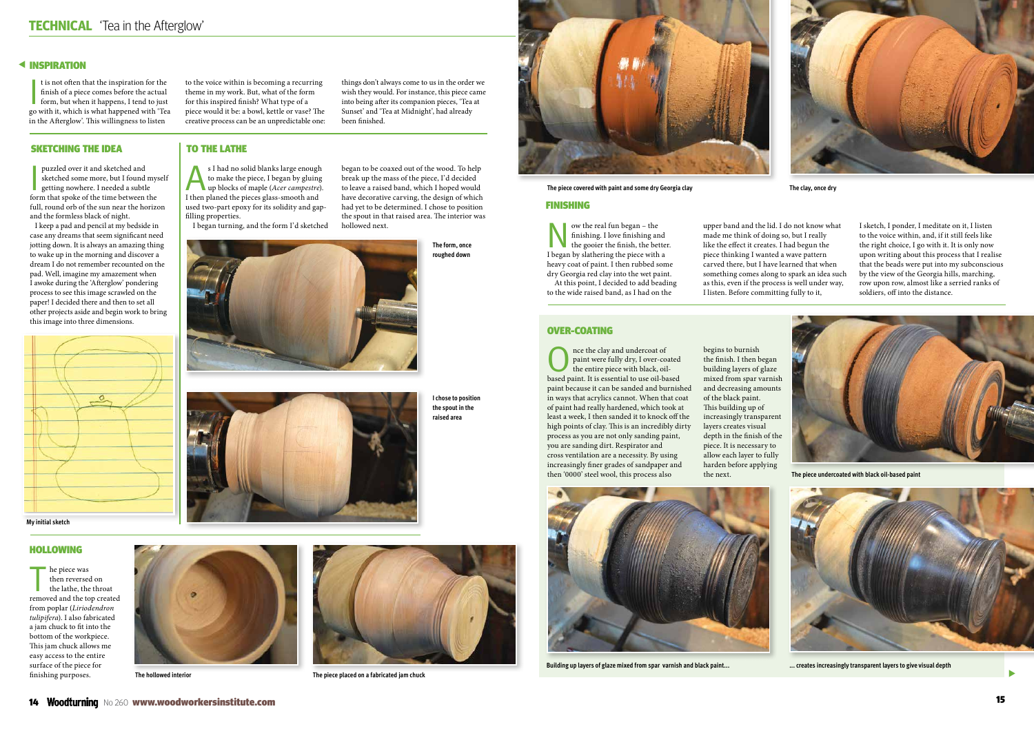## INSPIRATION

It is not often that the inspiration for the finish of a piece comes before the actual form, but when it happens, I tend to just go with it, which is what happened with 'Tea in the Afterglow'. This willingness to listen to the voice within is becoming a recurring theme in my work. But, what of the form for this inspired finish? What type of a piece would it be: a bowl, kettle or vase? The creative process can be an unpredictable one: things don't always come to us in the order we wish they would. For instance, this piece came into being after its companion pieces, 'Tea at Sunset' and 'Tea at Midnight', had already been finished.

## SKETCHING THE IDEA

I puzzled over it and sketched and sketched some more, but I found myself getting nowhere. I needed a subtle form that spoke of the time between the full, round orb of the sun near the horizon and the formless black of night.

I keep a pad and pencil at my bedside in case any dreams that seem significant need jotting down. It is always an amazing thing to wake up in the morning and discover a dream I do not remember recounted on the pad. Well, imagine my amazement when I awoke during the 'Afterglow' pondering process to see this image scrawled on the paper! I decided there and then to set all other projects aside and begin work to bring this image into three dimensions.

My initial sketch

## TO THE LATHE

As I had no solid blanks large enough to make the piece, I began by gluing up blocks of maple (*Acer campestre*). I then planed the pieces glass-smooth and used two-part epoxy for its solidity and gap-filling properties.

I began turning, and the form I'd sketched began to be coaxed out of the wood. To help break up the mass of the piece, I'd decided to leave a raised band, which I hoped would have decorative carving, the design of which had yet to be determined. I chose to position the spout in that raised area. The interior was hollowed next.

The form, once roughed down

I chose to position the spout in the raised area

## HOLLOWING

The piece was then reversed on the lathe, the throat removed and the top created from poplar (*Liriodendron tulipifera*). I also fabricated a jam chuck to fit into the bottom of the workpiece. This jam chuck allows me easy access to the entire surface of the piece for finishing purposes.

The hollowed interior

The piece placed on a fabricated jam chuck

The piece covered with paint and some dry Georgia clay

The clay, once dry

## FINISHING

Now the real fun began – the finishing. I love finishing and the gooier the finish, the better. I began by slathering the piece with a heavy coat of paint. I then rubbed some dry Georgia red clay into the wet paint.

At this point, I decided to add beading to the wide raised band, as I had on the upper band and the lid. I do not know what made me think of doing so, but I really like the effect it creates. I had begun the piece thinking I wanted a wave pattern carved there, but I have learned that when something comes along to spark an idea such as this, even if the process is well under way, I listen. Before committing fully to it, I sketch, I ponder, I meditate on it, I listen to the voice within, and, if it still feels like the right choice, I go with it. It is only now upon writing about this process that I realise that the beads were put into my subconscious by the view of the Georgia hills, marching, row upon row, almost like a serried ranks of soldiers, off into the distance.

## OVER-COATING

Once the clay and undercoat of paint were fully dry, I over-coated the entire piece with black, oil-based paint. It is essential to use oil-based paint because it can be sanded and burnished in ways that acrylics cannot. When that coat of paint had really hardened, which took at least a week, I then sanded it to knock off the high points of clay. This is an incredibly dirty process as you are not only sanding paint, you are sanding dirt. Respirator and cross ventilation are a necessity. By using increasingly finer grades of sandpaper and then '0000' steel wool, this process also begins to burnish the finish. I then began building layers of glaze mixed from spar varnish and decreasing amounts of the black paint. This building up of increasingly transparent layers creates visual depth in the finish of the piece. It is necessary to allow each layer to fully harden before applying the next.

The piece undercoated with black oil-based paint

Building up layers of glaze mixed from spar varnish and black paint...

... creates increasingly transparent layers to give visual depth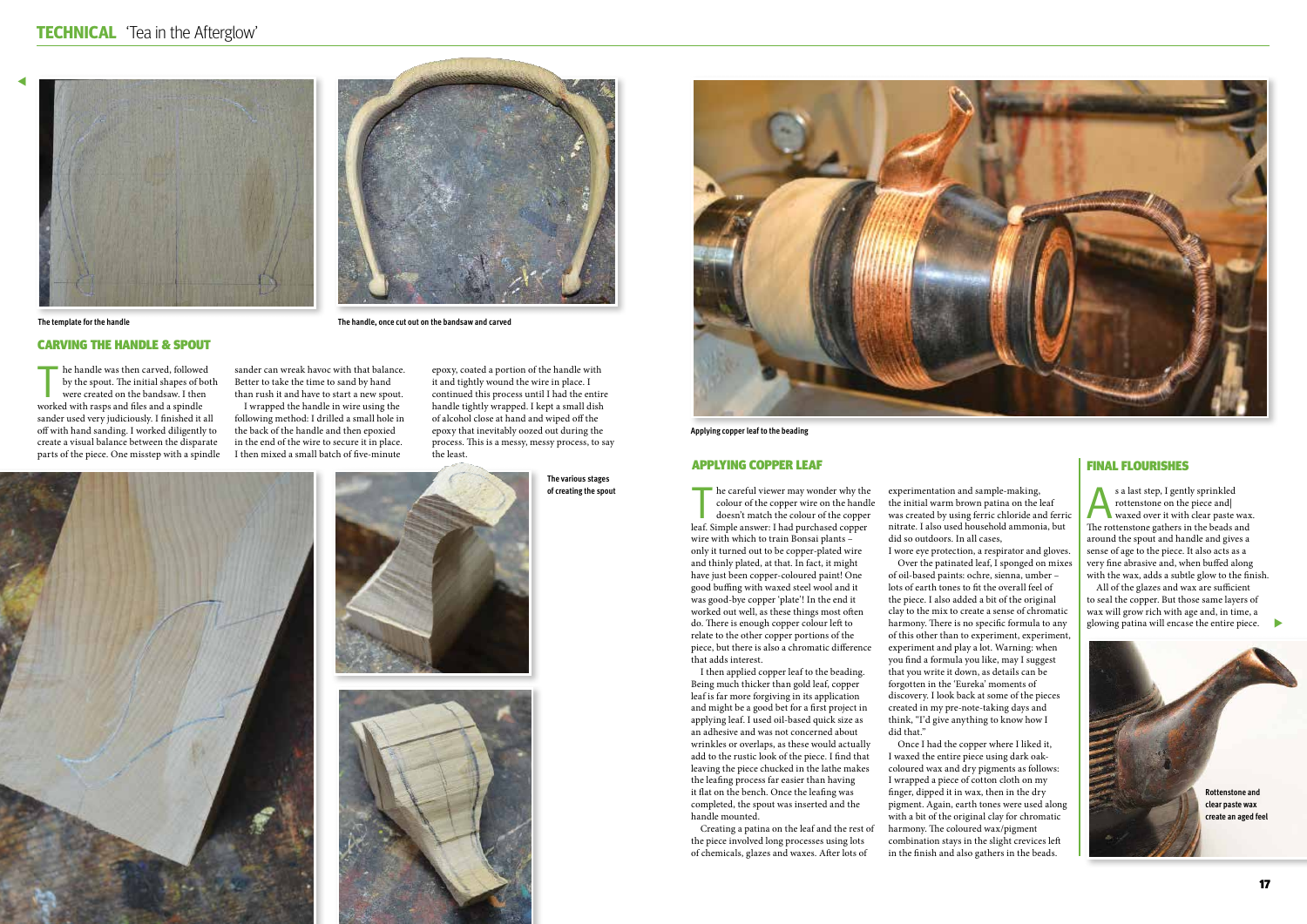The template for the handle

The handle, once cut out on the bandsaw and carved

## CARVING THE HANDLE & SPOUT

The handle was then carved, followed by the spout. The initial shapes of both were created on the bandsaw. I then worked with rasps and files and a spindle sander used very judiciously. I finished it all off with hand sanding. I worked diligently to create a visual balance between the disparate parts of the piece. One misstep with a spindle sander can wreak havoc with that balance. Better to take the time to sand by hand than rush it and have to start a new spout.

I wrapped the handle in wire using the following method: I drilled a small hole in the back of the handle and then epoxied in the end of the wire to secure it in place. I then mixed a small batch of five-minute epoxy, coated a portion of the handle with it and tightly wound the wire in place. I continued this process until I had the entire handle tightly wrapped. I kept a small dish of alcohol close at hand and wiped off the epoxy that inevitably oozed out during the process. This is a messy, messy process, to say the least.

The various stages of creating the spout

Applying copper leaf to the beading

## APPLYING COPPER LEAF

The careful viewer may wonder why the colour of the copper wire on the handle doesn't match the colour of the copper leaf. Simple answer: I had purchased copper wire with which to train Bonsai plants – only it turned out to be copper-plated wire and thinly plated, at that. In fact, it might have just been copper-coloured paint! One good buffing with waxed steel wool and it was good-bye copper 'plate'! In the end it worked out well, as these things most often do. There is enough copper colour left to relate to the other copper portions of the piece, but there is also a chromatic difference that adds interest.

I then applied copper leaf to the beading. Being much thicker than gold leaf, copper leaf is far more forgiving in its application and might be a good bet for a first project in applying leaf. I used oil-based quick size as an adhesive and was not concerned about wrinkles or overlaps, as these would actually add to the rustic look of the piece. I find that leaving the piece chucked in the lathe makes the leafing process far easier than having it flat on the bench. Once the leafing was completed, the spout was inserted and the handle mounted.

Creating a patina on the leaf and the rest of the piece involved long processes using lots of chemicals, glazes and waxes. After lots of experimentation and sample-making, the initial warm brown patina on the leaf was created by using ferric chloride and ferric nitrate. I also used household ammonia, but did so outdoors. In all cases, I wore eye protection, a respirator and gloves.

Over the patinated leaf, I sponged on mixes of oil-based paints: ochre, sienna, umber – lots of earth tones to fit the overall feel of the piece. I also added a bit of the original clay to the mix to create a sense of chromatic harmony. There is no specific formula to any of this other than to experiment, experiment, experiment and play a lot. Warning: when you find a formula you like, may I suggest that you write it down, as details can be forgotten in the 'Eureka' moments of discovery. I look back at some of the pieces created in my pre-note-taking days and think, "I'd give anything to know how I did that."

Once I had the copper where I liked it, I waxed the entire piece using dark oak-coloured wax and dry pigments as follows: I wrapped a piece of cotton cloth on my finger, dipped it in wax, then in the dry pigment. Again, earth tones were used along with a bit of the original clay for chromatic harmony. The coloured wax/pigment combination stays in the slight crevices left in the finish and also gathers in the beads.

## FINAL FLOURISHES

As a last step, I gently sprinkled rottenstone on the piece and waxed over it with clear paste wax. The rottenstone gathers in the beads and around the spout and handle and gives a sense of age to the piece. It also acts as a very fine abrasive and, when buffed along with the wax, adds a subtle glow to the finish.

All of the glazes and wax are sufficient to seal the copper. But those same layers of wax will grow rich with age and, in time, a glowing patina will encase the entire piece.

Rottenstone and clear paste wax create an aged feel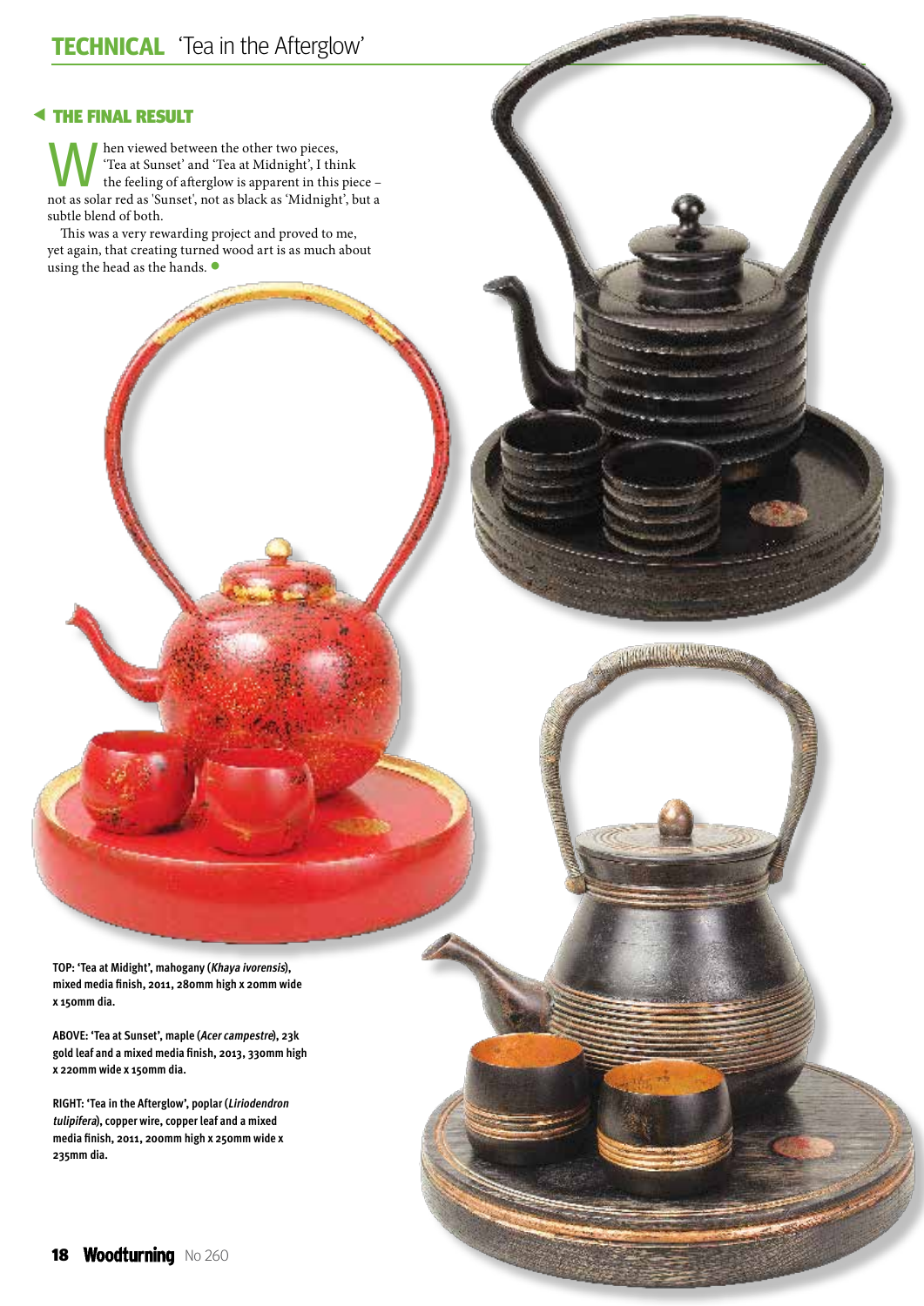## THE FINAL RESULT

When viewed between the other two pieces, 'Tea at Sunset' and 'Tea at Midnight', I think the feeling of afterglow is apparent in this piece – not as solar red as 'Sunset', not as black as 'Midnight', but a subtle blend of both.

This was a very rewarding project and proved to me, yet again, that creating turned wood art is as much about using the head as the hands. ●

**TOP: 'Tea at Midnight', mahogany (*Khaya ivorensis*), mixed media finish, 2011, 280mm high x 20mm wide x 150mm dia.**

**ABOVE: 'Tea at Sunset', maple (*Acer campestre*), 23k gold leaf and a mixed media finish, 2013, 330mm high x 220mm wide x 150mm dia.**

**RIGHT: 'Tea in the Afterglow', poplar (*Liriodendron tulipifera*), copper wire, copper leaf and a mixed media finish, 2011, 200mm high x 250mm wide x 235mm dia.**